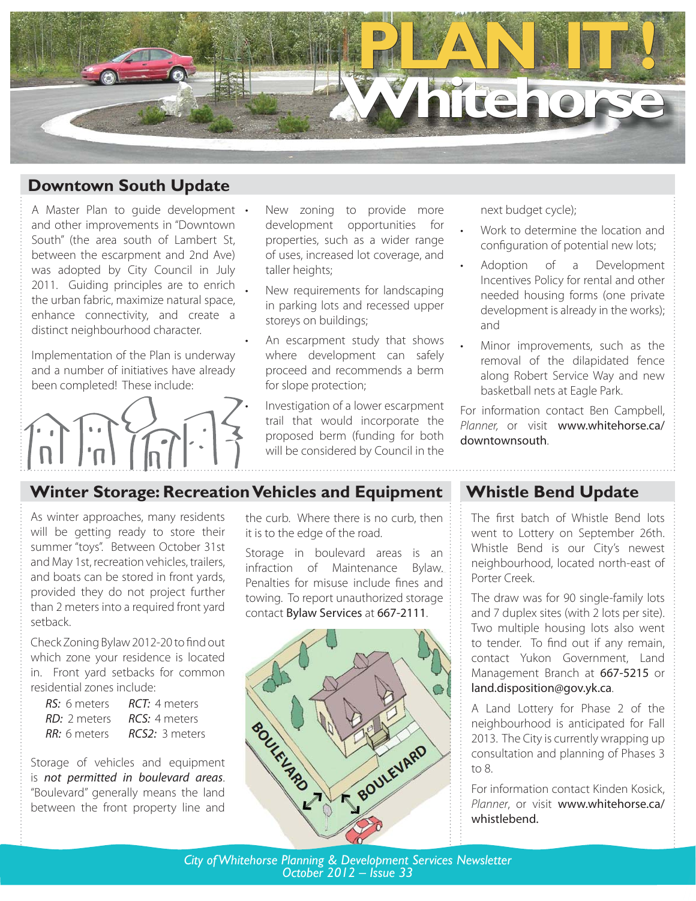# PLAN IT! Whitehorse

## Downtown South Update

A Master Plan to guide development and other improvements in "Downtown South" (the area south of Lambert St, between the escarpment and 2nd Ave) was adopted by City Council in July 2011. Guiding principles are to enrich the urban fabric, maximize natural space, enhance connectivity, and create a distinct neighbourhood character.

Implementation of the Plan is underway and a number of initiatives have already been completed! These include:

- New zoning to provide more development opportunities for properties, such as a wider range of uses, increased lot coverage, and taller heights;
- New requirements for landscaping in parking lots and recessed upper storeys on buildings;
- An escarpment study that shows where development can safely proceed and recommends a berm for slope protection;
- Investigation of a lower escarpment trail that would incorporate the proposed berm (funding for both will be considered by Council in the next budget cycle);
- Work to determine the location and configuration of potential new lots;
- Adoption of a Development Incentives Policy for rental and other needed housing forms (one private development is already in the works); and
- Minor improvements, such as the removal of the dilapidated fence along Robert Service Way and new basketball nets at Eagle Park.

For information contact Ben Campbell, *Planner,* or visit www.whitehorse.ca/downtownsouth.

## Winter Storage: Recreation Vehicles and Equipment

As winter approaches, many residents will be getting ready to store their summer "toys". Between October 31st and May 1st, recreation vehicles, trailers, and boats can be stored in front yards, provided they do not project further than 2 meters into a required front yard setback.

Check Zoning Bylaw 2012-20 to find out which zone your residence is located in. Front yard setbacks for common residential zones include:

| | |
|---|---|
| *RS:* 6 meters | *RCT:* 4 meters |
| *RD:* 2 meters | *RCS:* 4 meters |
| *RR:* 6 meters | *RCS2:* 3 meters |

Storage of vehicles and equipment is ***not permitted in boulevard areas***. "Boulevard" generally means the land between the front property line and the curb. Where there is no curb, then it is to the edge of the road.

Storage in boulevard areas is an infraction of Maintenance Bylaw. Penalties for misuse include fines and towing. To report unauthorized storage contact Bylaw Services at 667-2111.

## Whistle Bend Update

The first batch of Whistle Bend lots went to Lottery on September 26th. Whistle Bend is our City's newest neighbourhood, located north-east of Porter Creek.

The draw was for 90 single-family lots and 7 duplex sites (with 2 lots per site). Two multiple housing lots also went to tender. To find out if any remain, contact Yukon Government, Land Management Branch at 667-5215 or land.disposition@gov.yk.ca.

A Land Lottery for Phase 2 of the neighbourhood is anticipated for Fall 2013. The City is currently wrapping up consultation and planning of Phases 3 to 8.

For information contact Kinden Kosick, *Planner*, or visit www.whitehorse.ca/whistlebend.

*City of Whitehorse Planning & Development Services Newsletter*
*October 2012 – Issue 33*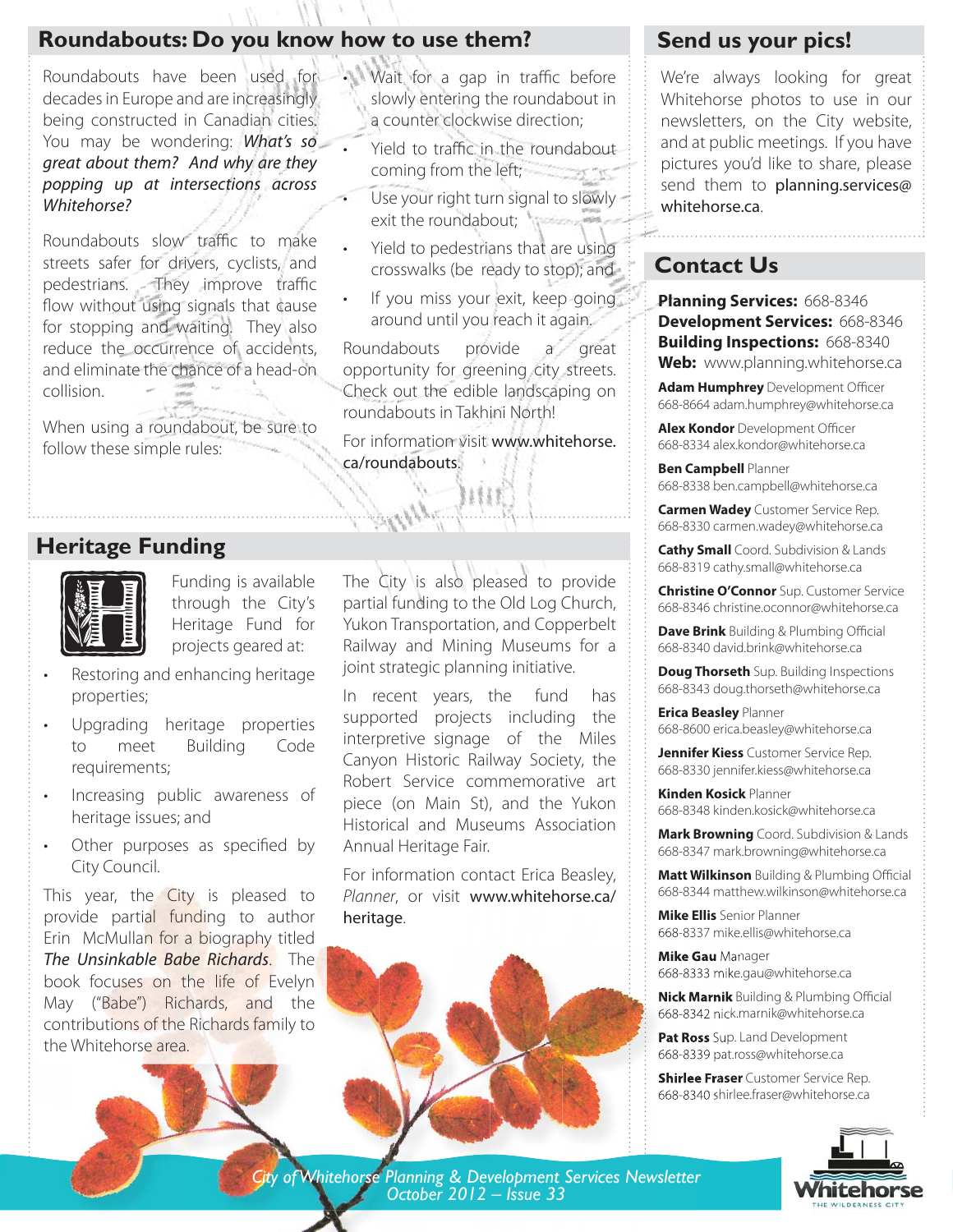## Roundabouts: Do you know how to use them?

Roundabouts have been used for decades in Europe and are increasingly being constructed in Canadian cities. You may be wondering: *What's so great about them? And why are they popping up at intersections across Whitehorse?*

Roundabouts slow traffic to make streets safer for drivers, cyclists, and pedestrians. They improve traffic flow without using signals that cause for stopping and waiting. They also reduce the occurrence of accidents, and eliminate the chance of a head-on collision.

When using a roundabout, be sure to follow these simple rules:

- Wait for a gap in traffic before slowly entering the roundabout in a counter clockwise direction;
- Yield to traffic in the roundabout coming from the left;
- Use your right turn signal to slowly exit the roundabout;
- Yield to pedestrians that are using crosswalks (be ready to stop); and
- If you miss your exit, keep going around until you reach it again.

Roundabouts provide a great opportunity for greening city streets. Check out the edible landscaping on roundabouts in Takhini North!

For information visit www.whitehorse.ca/roundabouts.

## Heritage Funding

Funding is available through the City's Heritage Fund for projects geared at:

- Restoring and enhancing heritage properties;
- Upgrading heritage properties to meet Building Code requirements;
- Increasing public awareness of heritage issues; and
- Other purposes as specified by City Council.

This year, the City is pleased to provide partial funding to author Erin McMullan for a biography titled ***The Unsinkable Babe Richards***. The book focuses on the life of Evelyn May ("Babe") Richards, and the contributions of the Richards family to the Whitehorse area.

The City is also pleased to provide partial funding to the Old Log Church, Yukon Transportation, and Copperbelt Railway and Mining Museums for a joint strategic planning initiative.

In recent years, the fund has supported projects including the interpretive signage of the Miles Canyon Historic Railway Society, the Robert Service commemorative art piece (on Main St), and the Yukon Historical and Museums Association Annual Heritage Fair.

For information contact Erica Beasley, *Planner*, or visit www.whitehorse.ca/heritage.

## Send us your pics!

We're always looking for great Whitehorse photos to use in our newsletters, on the City website, and at public meetings. If you have pictures you'd like to share, please send them to planning.services@whitehorse.ca.

## Contact Us

**Planning Services:** 668-8346
**Development Services:** 668-8346
**Building Inspections:** 668-8340
**Web:** www.planning.whitehorse.ca

**Adam Humphrey** Development Officer
668-8664 adam.humphrey@whitehorse.ca

**Alex Kondor** Development Officer
668-8334 alex.kondor@whitehorse.ca

**Ben Campbell** Planner
668-8338 ben.campbell@whitehorse.ca

**Carmen Wadey** Customer Service Rep.
668-8330 carmen.wadey@whitehorse.ca

**Cathy Small** Coord. Subdivision & Lands
668-8319 cathy.small@whitehorse.ca

**Christine O'Connor** Sup. Customer Service
668-8346 christine.oconnor@whitehorse.ca

**Dave Brink** Building & Plumbing Official
668-8340 david.brink@whitehorse.ca

**Doug Thorseth** Sup. Building Inspections
668-8343 doug.thorseth@whitehorse.ca

**Erica Beasley** Planner
668-8600 erica.beasley@whitehorse.ca

**Jennifer Kiess** Customer Service Rep.
668-8330 jennifer.kiess@whitehorse.ca

**Kinden Kosick** Planner
668-8348 kinden.kosick@whitehorse.ca

**Mark Browning** Coord. Subdivision & Lands
668-8347 mark.browning@whitehorse.ca

**Matt Wilkinson** Building & Plumbing Official
668-8344 matthew.wilkinson@whitehorse.ca

**Mike Ellis** Senior Planner
668-8337 mike.ellis@whitehorse.ca

**Mike Gau** Manager
668-8333 mike.gau@whitehorse.ca

**Nick Marnik** Building & Plumbing Official
668-8342 nick.marnik@whitehorse.ca

**Pat Ross** Sup. Land Development
668-8339 pat.ross@whitehorse.ca

**Shirlee Fraser** Customer Service Rep.
668-8340 shirlee.fraser@whitehorse.ca

*City of Whitehorse Planning & Development Services Newsletter*
*October 2012 – Issue 33*

Whitehorse
THE WILDERNESS CITY